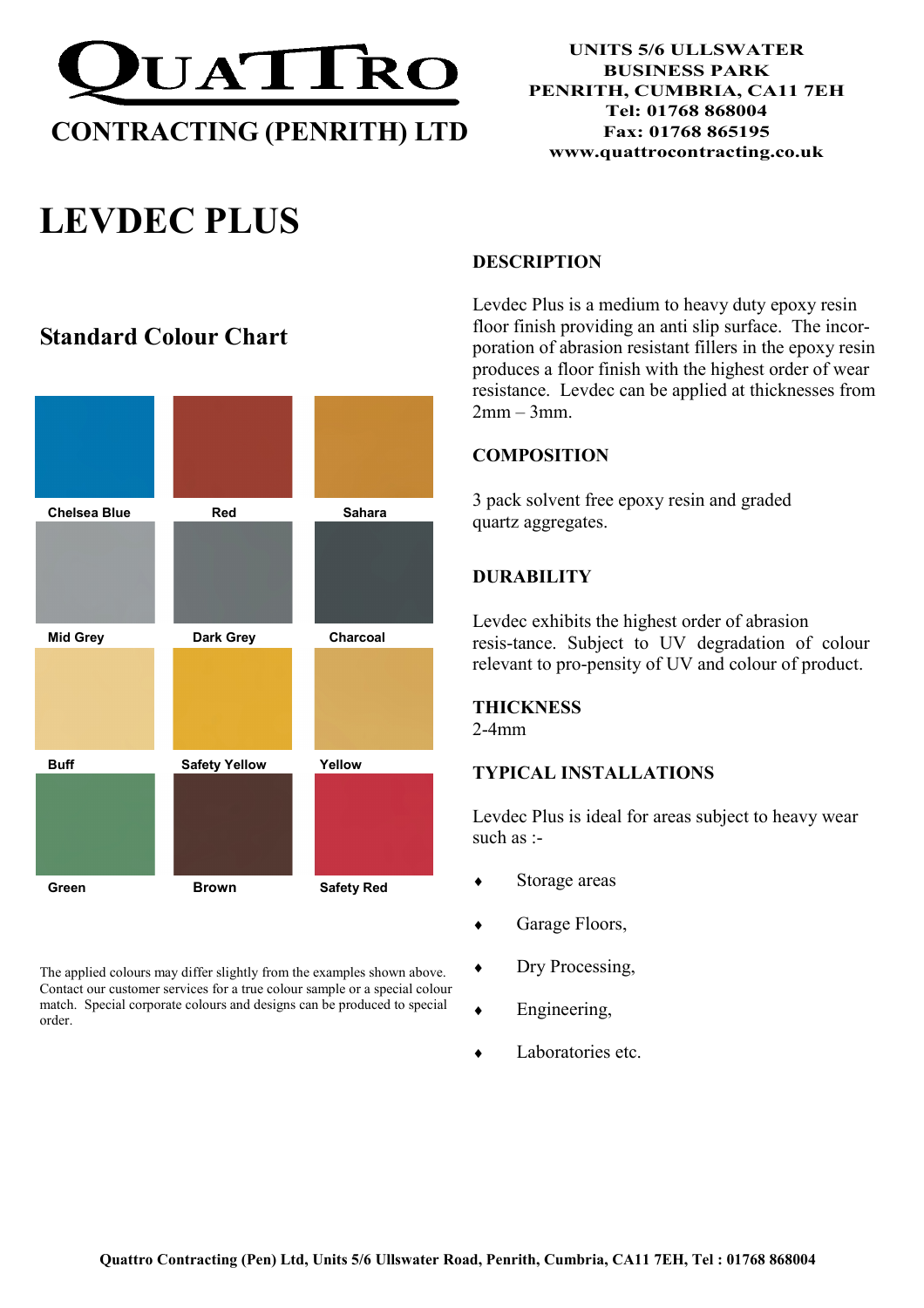# QUATTRO

**CONTRACTING (PENRITH) LTD**

**UNITS 5/6 ULLSWATER BUSINESS PARK**
**PENRITH, CUMBRIA, CA11 7EH**
**Tel: 01768 868004**
**Fax: 01768 865195**
**www.quattrocontracting.co.uk**

# LEVDEC PLUS

## Standard Colour Chart

| Chelsea Blue | Red | Sahara |
|---|---|---|
| Mid Grey | Dark Grey | Charcoal |
| Buff | Safety Yellow | Yellow |
| Green | Brown | Safety Red |

The applied colours may differ slightly from the examples shown above. Contact our customer services for a true colour sample or a special colour match. Special corporate colours and designs can be produced to special order.

### DESCRIPTION

Levdec Plus is a medium to heavy duty epoxy resin floor finish providing an anti slip surface. The incor-poration of abrasion resistant fillers in the epoxy resin produces a floor finish with the highest order of wear resistance. Levdec can be applied at thicknesses from 2mm – 3mm.

### COMPOSITION

3 pack solvent free epoxy resin and graded quartz aggregates.

### DURABILITY

Levdec exhibits the highest order of abrasion resis-tance. Subject to UV degradation of colour relevant to pro-pensity of UV and colour of product.

### THICKNESS

2-4mm

### TYPICAL INSTALLATIONS

Levdec Plus is ideal for areas subject to heavy wear such as :-

- Storage areas
- Garage Floors,
- Dry Processing,
- Engineering,
- Laboratories etc.

**Quattro Contracting (Pen) Ltd, Units 5/6 Ullswater Road, Penrith, Cumbria, CA11 7EH, Tel : 01768 868004**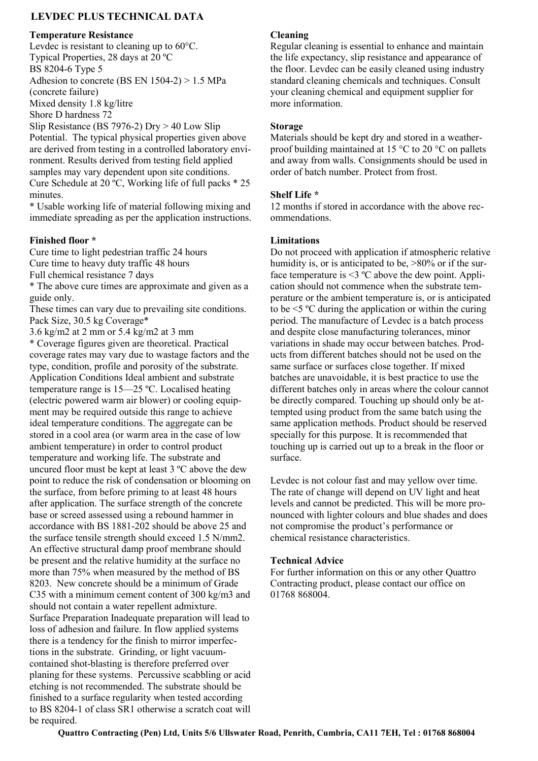## LEVDEC PLUS TECHNICAL DATA

**Temperature Resistance**

Levdec is resistant to cleaning up to 60°C.
Typical Properties, 28 days at 20 ºC
BS 8204-6 Type 5
Adhesion to concrete (BS EN 1504-2) > 1.5 MPa (concrete failure)
Mixed density 1.8 kg/litre
Shore D hardness 72
Slip Resistance (BS 7976-2) Dry > 40 Low Slip Potential. The typical physical properties given above are derived from testing in a controlled laboratory environment. Results derived from testing field applied samples may vary dependent upon site conditions.
Cure Schedule at 20 ºC, Working life of full packs * 25 minutes.

* Usable working life of material following mixing and immediate spreading as per the application instructions.

**Finished floor ***

Cure time to light pedestrian traffic 24 hours
Cure time to heavy duty traffic 48 hours
Full chemical resistance 7 days

* The above cure times are approximate and given as a guide only.

These times can vary due to prevailing site conditions.
Pack Size, 30.5 kg Coverage*
3.6 kg/m2 at 2 mm or 5.4 kg/m2 at 3 mm

* Coverage figures given are theoretical. Practical coverage rates may vary due to wastage factors and the type, condition, profile and porosity of the substrate.

Application Conditions Ideal ambient and substrate temperature range is 15—25 ºC. Localised heating (electric powered warm air blower) or cooling equipment may be required outside this range to achieve ideal temperature conditions. The aggregate can be stored in a cool area (or warm area in the case of low ambient temperature) in order to control product temperature and working life. The substrate and uncured floor must be kept at least 3 ºC above the dew point to reduce the risk of condensation or blooming on the surface, from before priming to at least 48 hours after application. The surface strength of the concrete base or screed assessed using a rebound hammer in accordance with BS 1881-202 should be above 25 and the surface tensile strength should exceed 1.5 N/mm2. An effective structural damp proof membrane should be present and the relative humidity at the surface no more than 75% when measured by the method of BS 8203. New concrete should be a minimum of Grade C35 with a minimum cement content of 300 kg/m3 and should not contain a water repellent admixture.

Surface Preparation Inadequate preparation will lead to loss of adhesion and failure. In flow applied systems there is a tendency for the finish to mirror imperfections in the substrate. Grinding, or light vacuum-contained shot-blasting is therefore preferred over planing for these systems. Percussive scabbling or acid etching is not recommended. The substrate should be finished to a surface regularity when tested according to BS 8204-1 of class SR1 otherwise a scratch coat will be required.

**Cleaning**

Regular cleaning is essential to enhance and maintain the life expectancy, slip resistance and appearance of the floor. Levdec can be easily cleaned using industry standard cleaning chemicals and techniques. Consult your cleaning chemical and equipment supplier for more information.

**Storage**

Materials should be kept dry and stored in a weather-proof building maintained at 15 °C to 20 °C on pallets and away from walls. Consignments should be used in order of batch number. Protect from frost.

**Shelf Life ***

12 months if stored in accordance with the above recommendations.

**Limitations**

Do not proceed with application if atmospheric relative humidity is, or is anticipated to be, >80% or if the surface temperature is <3 ºC above the dew point. Application should not commence when the substrate temperature or the ambient temperature is, or is anticipated to be <5 ºC during the application or within the curing period. The manufacture of Levdec is a batch process and despite close manufacturing tolerances, minor variations in shade may occur between batches. Products from different batches should not be used on the same surface or surfaces close together. If mixed batches are unavoidable, it is best practice to use the different batches only in areas where the colour cannot be directly compared. Touching up should only be attempted using product from the same batch using the same application methods. Product should be reserved specially for this purpose. It is recommended that touching up is carried out up to a break in the floor or surface.

Levdec is not colour fast and may yellow over time. The rate of change will depend on UV light and heat levels and cannot be predicted. This will be more pronounced with lighter colours and blue shades and does not compromise the product's performance or chemical resistance characteristics.

**Technical Advice**

For further information on this or any other Quattro Contracting product, please contact our office on 01768 868004.

**Quattro Contracting (Pen) Ltd, Units 5/6 Ullswater Road, Penrith, Cumbria, CA11 7EH, Tel : 01768 868004**